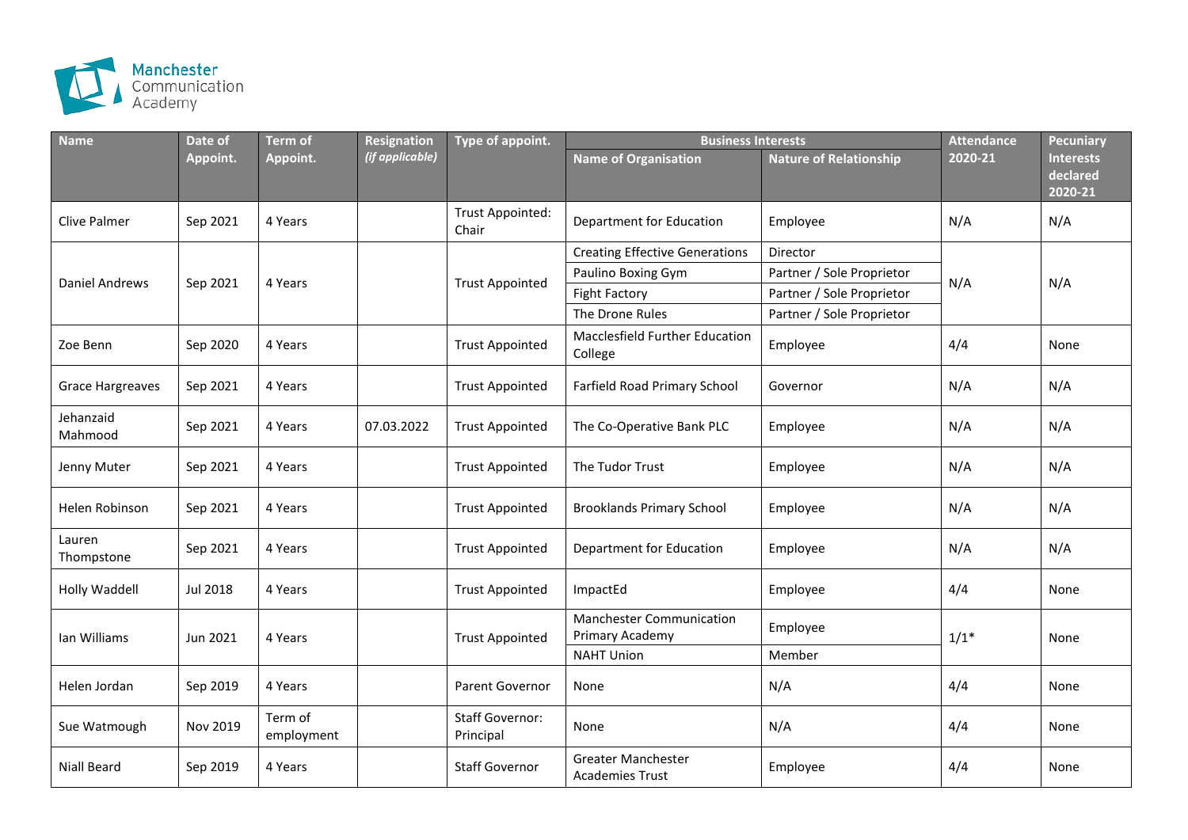Manchester Communication Academy

| Name | Date of Appoint. | Term of Appoint. | Resignation *(if applicable)* | Type of appoint. | Business Interests | | Attendance 2020-21 | Pecuniary Interests declared 2020-21 |
|---|---|---|---|---|---|---|---|---|
| | | | | | Name of Organisation | Nature of Relationship | | |
| Clive Palmer | Sep 2021 | 4 Years | | Trust Appointed: Chair | Department for Education | Employee | N/A | N/A |
| Daniel Andrews | Sep 2021 | 4 Years | | Trust Appointed | Creating Effective Generations | Director | N/A | N/A |
| | | | | | Paulino Boxing Gym | Partner / Sole Proprietor | | |
| | | | | | Fight Factory | Partner / Sole Proprietor | | |
| | | | | | The Drone Rules | Partner / Sole Proprietor | | |
| Zoe Benn | Sep 2020 | 4 Years | | Trust Appointed | Macclesfield Further Education College | Employee | 4/4 | None |
| Grace Hargreaves | Sep 2021 | 4 Years | | Trust Appointed | Farfield Road Primary School | Governor | N/A | N/A |
| Jehanzaid Mahmood | Sep 2021 | 4 Years | 07.03.2022 | Trust Appointed | The Co-Operative Bank PLC | Employee | N/A | N/A |
| Jenny Muter | Sep 2021 | 4 Years | | Trust Appointed | The Tudor Trust | Employee | N/A | N/A |
| Helen Robinson | Sep 2021 | 4 Years | | Trust Appointed | Brooklands Primary School | Employee | N/A | N/A |
| Lauren Thompstone | Sep 2021 | 4 Years | | Trust Appointed | Department for Education | Employee | N/A | N/A |
| Holly Waddell | Jul 2018 | 4 Years | | Trust Appointed | ImpactEd | Employee | 4/4 | None |
| Ian Williams | Jun 2021 | 4 Years | | Trust Appointed | Manchester Communication Primary Academy | Employee | 1/1* | None |
| | | | | | NAHT Union | Member | | |
| Helen Jordan | Sep 2019 | 4 Years | | Parent Governor | None | N/A | 4/4 | None |
| Sue Watmough | Nov 2019 | Term of employment | | Staff Governor: Principal | None | N/A | 4/4 | None |
| Niall Beard | Sep 2019 | 4 Years | | Staff Governor | Greater Manchester Academies Trust | Employee | 4/4 | None |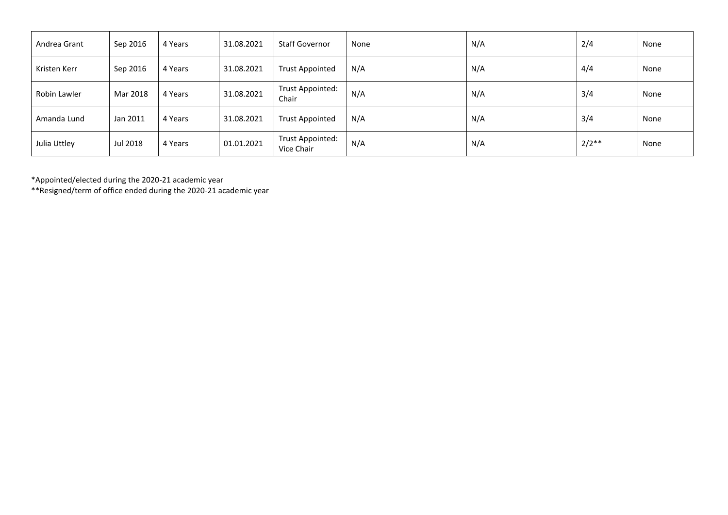| | | | | | | | | |
|---|---|---|---|---|---|---|---|---|
| Andrea Grant | Sep 2016 | 4 Years | 31.08.2021 | Staff Governor | None | N/A | 2/4 | None |
| Kristen Kerr | Sep 2016 | 4 Years | 31.08.2021 | Trust Appointed | N/A | N/A | 4/4 | None |
| Robin Lawler | Mar 2018 | 4 Years | 31.08.2021 | Trust Appointed: Chair | N/A | N/A | 3/4 | None |
| Amanda Lund | Jan 2011 | 4 Years | 31.08.2021 | Trust Appointed | N/A | N/A | 3/4 | None |
| Julia Uttley | Jul 2018 | 4 Years | 01.01.2021 | Trust Appointed: Vice Chair | N/A | N/A | 2/2** | None |

*Appointed/elected during the 2020-21 academic year

**Resigned/term of office ended during the 2020-21 academic year